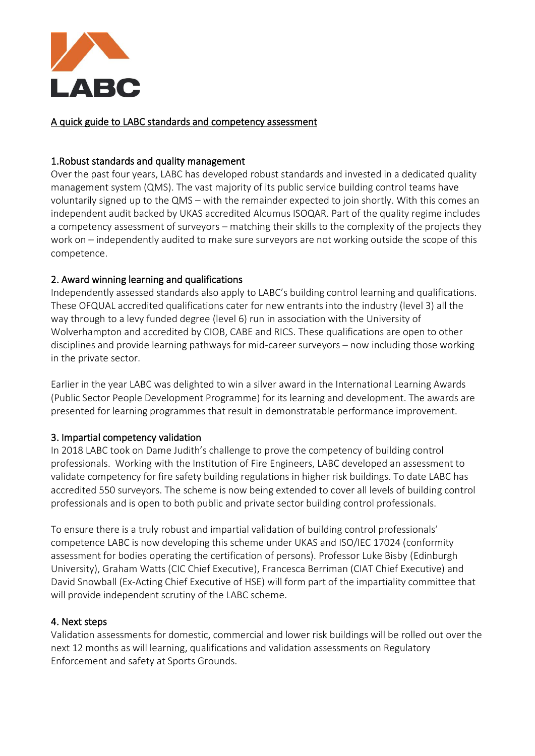LABC

## A quick guide to LABC standards and competency assessment

### 1.Robust standards and quality management

Over the past four years, LABC has developed robust standards and invested in a dedicated quality management system (QMS). The vast majority of its public service building control teams have voluntarily signed up to the QMS – with the remainder expected to join shortly. With this comes an independent audit backed by UKAS accredited Alcumus ISOQAR. Part of the quality regime includes a competency assessment of surveyors – matching their skills to the complexity of the projects they work on – independently audited to make sure surveyors are not working outside the scope of this competence.

### 2. Award winning learning and qualifications

Independently assessed standards also apply to LABC's building control learning and qualifications. These OFQUAL accredited qualifications cater for new entrants into the industry (level 3) all the way through to a levy funded degree (level 6) run in association with the University of Wolverhampton and accredited by CIOB, CABE and RICS. These qualifications are open to other disciplines and provide learning pathways for mid-career surveyors – now including those working in the private sector.

Earlier in the year LABC was delighted to win a silver award in the International Learning Awards (Public Sector People Development Programme) for its learning and development. The awards are presented for learning programmes that result in demonstratable performance improvement.

### 3. Impartial competency validation

In 2018 LABC took on Dame Judith's challenge to prove the competency of building control professionals. Working with the Institution of Fire Engineers, LABC developed an assessment to validate competency for fire safety building regulations in higher risk buildings. To date LABC has accredited 550 surveyors. The scheme is now being extended to cover all levels of building control professionals and is open to both public and private sector building control professionals.

To ensure there is a truly robust and impartial validation of building control professionals' competence LABC is now developing this scheme under UKAS and ISO/IEC 17024 (conformity assessment for bodies operating the certification of persons). Professor Luke Bisby (Edinburgh University), Graham Watts (CIC Chief Executive), Francesca Berriman (CIAT Chief Executive) and David Snowball (Ex-Acting Chief Executive of HSE) will form part of the impartiality committee that will provide independent scrutiny of the LABC scheme.

### 4. Next steps

Validation assessments for domestic, commercial and lower risk buildings will be rolled out over the next 12 months as will learning, qualifications and validation assessments on Regulatory Enforcement and safety at Sports Grounds.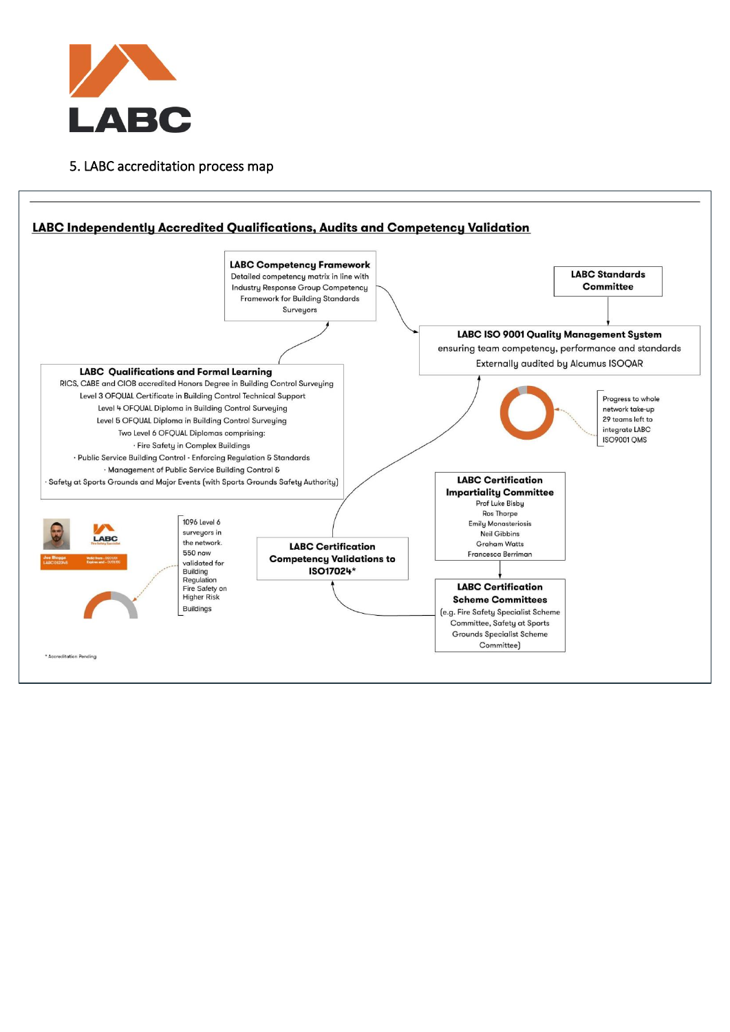## 5. LABC accreditation process map

**LABC Independently Accredited Qualifications, Audits and Competency Validation**

**LABC Competency Framework**
Detailed competency matrix in line with Industry Response Group Competency Framework for Building Standards Surveyors

**LABC Standards Committee**

**LABC ISO 9001 Quality Management System**
ensuring team competency, performance and standards
Externally audited by Alcumus ISOQAR

Progress to whole network take-up
29 teams left to integrate LABC ISO9001 QMS

**LABC Qualifications and Formal Learning**
RICS, CABE and CIOB accredited Honors Degree in Building Control Surveying
Level 3 OFQUAL Certificate in Building Control Technical Support
Level 4 OFQUAL Diploma in Building Control Surveying
Level 5 OFQUAL Diploma in Building Control Surveying
Two Level 6 OFQUAL Diplomas comprising:
· Fire Safety in Complex Buildings
· Public Service Building Control - Enforcing Regulation & Standards
· Management of Public Service Building Control &
· Safety at Sports Grounds and Major Events (with Sports Grounds Safety Authority)

**LABC Certification Impartiality Committee**
Prof Luke Bisby
Ros Thorpe
Emily Monasteriosis
Neil Gibbins
Graham Watts
Francesca Berriman

1096 Level 6 surveyors in the network.
550 now validated for Building Regulation Fire Safety on Higher Risk Buildings

**LABC Certification Competency Validations to ISO17024***

**LABC Certification Scheme Committees**
(e.g. Fire Safety Specialist Scheme Committee, Safety at Sports Grounds Specialist Scheme Committee)

* Accreditation Pending